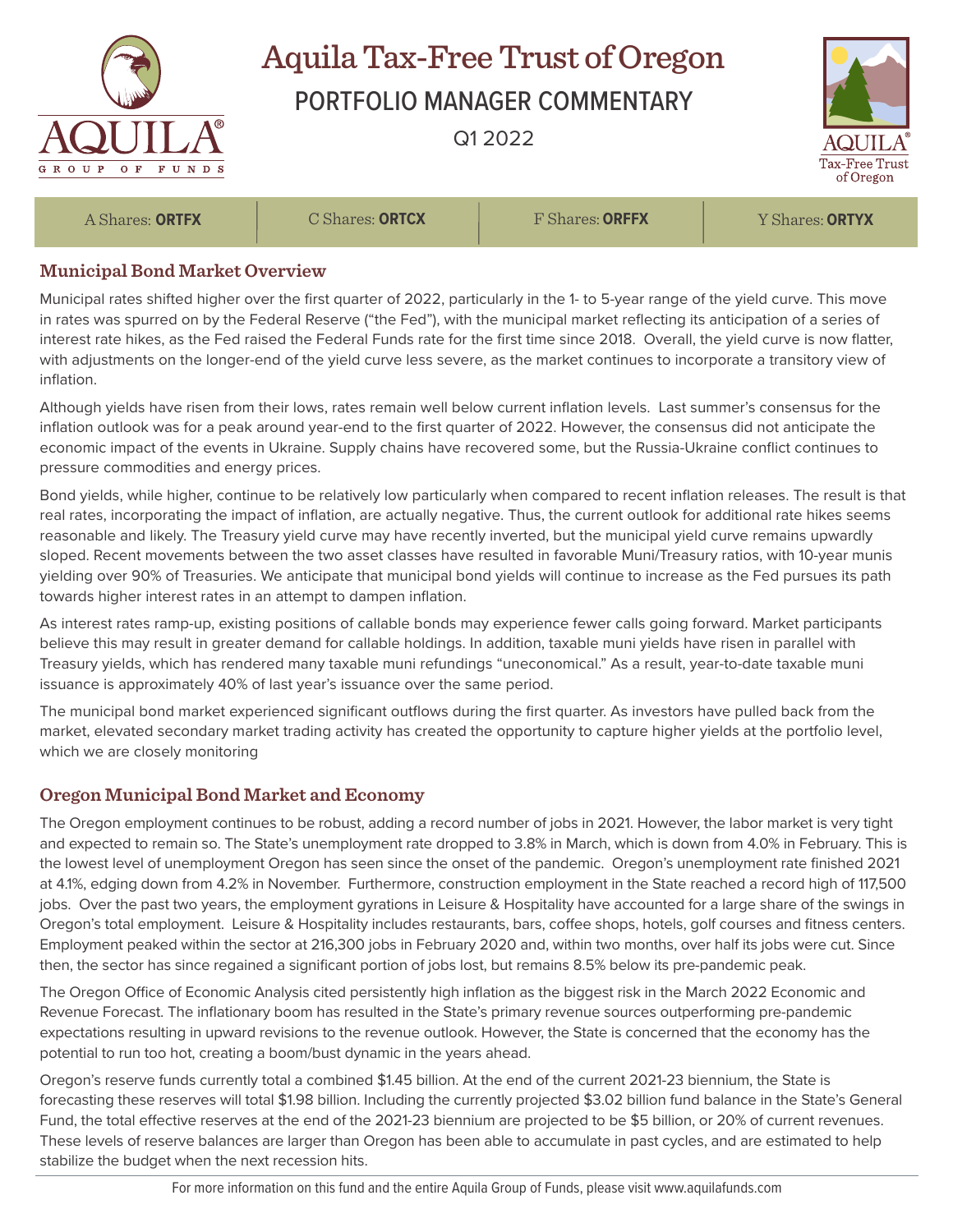# Aquila Tax-Free Trust of Oregon

## PORTFOLIO MANAGER COMMENTARY

Q1 2022

| A Shares: **ORTFX** | C Shares: **ORTCX** | F Shares: **ORFFX** | Y Shares: **ORTYX** |
|---|---|---|---|

## Municipal Bond Market Overview

Municipal rates shifted higher over the first quarter of 2022, particularly in the 1- to 5-year range of the yield curve. This move in rates was spurred on by the Federal Reserve ("the Fed"), with the municipal market reflecting its anticipation of a series of interest rate hikes, as the Fed raised the Federal Funds rate for the first time since 2018. Overall, the yield curve is now flatter, with adjustments on the longer-end of the yield curve less severe, as the market continues to incorporate a transitory view of inflation.

Although yields have risen from their lows, rates remain well below current inflation levels. Last summer's consensus for the inflation outlook was for a peak around year-end to the first quarter of 2022. However, the consensus did not anticipate the economic impact of the events in Ukraine. Supply chains have recovered some, but the Russia-Ukraine conflict continues to pressure commodities and energy prices.

Bond yields, while higher, continue to be relatively low particularly when compared to recent inflation releases. The result is that real rates, incorporating the impact of inflation, are actually negative. Thus, the current outlook for additional rate hikes seems reasonable and likely. The Treasury yield curve may have recently inverted, but the municipal yield curve remains upwardly sloped. Recent movements between the two asset classes have resulted in favorable Muni/Treasury ratios, with 10-year munis yielding over 90% of Treasuries. We anticipate that municipal bond yields will continue to increase as the Fed pursues its path towards higher interest rates in an attempt to dampen inflation.

As interest rates ramp-up, existing positions of callable bonds may experience fewer calls going forward. Market participants believe this may result in greater demand for callable holdings. In addition, taxable muni yields have risen in parallel with Treasury yields, which has rendered many taxable muni refundings "uneconomical." As a result, year-to-date taxable muni issuance is approximately 40% of last year's issuance over the same period.

The municipal bond market experienced significant outflows during the first quarter. As investors have pulled back from the market, elevated secondary market trading activity has created the opportunity to capture higher yields at the portfolio level, which we are closely monitoring

## Oregon Municipal Bond Market and Economy

The Oregon employment continues to be robust, adding a record number of jobs in 2021. However, the labor market is very tight and expected to remain so. The State's unemployment rate dropped to 3.8% in March, which is down from 4.0% in February. This is the lowest level of unemployment Oregon has seen since the onset of the pandemic. Oregon's unemployment rate finished 2021 at 4.1%, edging down from 4.2% in November. Furthermore, construction employment in the State reached a record high of 117,500 jobs. Over the past two years, the employment gyrations in Leisure & Hospitality have accounted for a large share of the swings in Oregon's total employment. Leisure & Hospitality includes restaurants, bars, coffee shops, hotels, golf courses and fitness centers. Employment peaked within the sector at 216,300 jobs in February 2020 and, within two months, over half its jobs were cut. Since then, the sector has since regained a significant portion of jobs lost, but remains 8.5% below its pre-pandemic peak.

The Oregon Office of Economic Analysis cited persistently high inflation as the biggest risk in the March 2022 Economic and Revenue Forecast. The inflationary boom has resulted in the State's primary revenue sources outperforming pre-pandemic expectations resulting in upward revisions to the revenue outlook. However, the State is concerned that the economy has the potential to run too hot, creating a boom/bust dynamic in the years ahead.

Oregon's reserve funds currently total a combined $1.45 billion. At the end of the current 2021-23 biennium, the State is forecasting these reserves will total $1.98 billion. Including the currently projected $3.02 billion fund balance in the State's General Fund, the total effective reserves at the end of the 2021-23 biennium are projected to be $5 billion, or 20% of current revenues. These levels of reserve balances are larger than Oregon has been able to accumulate in past cycles, and are estimated to help stabilize the budget when the next recession hits.

For more information on this fund and the entire Aquila Group of Funds, please visit www.aquilafunds.com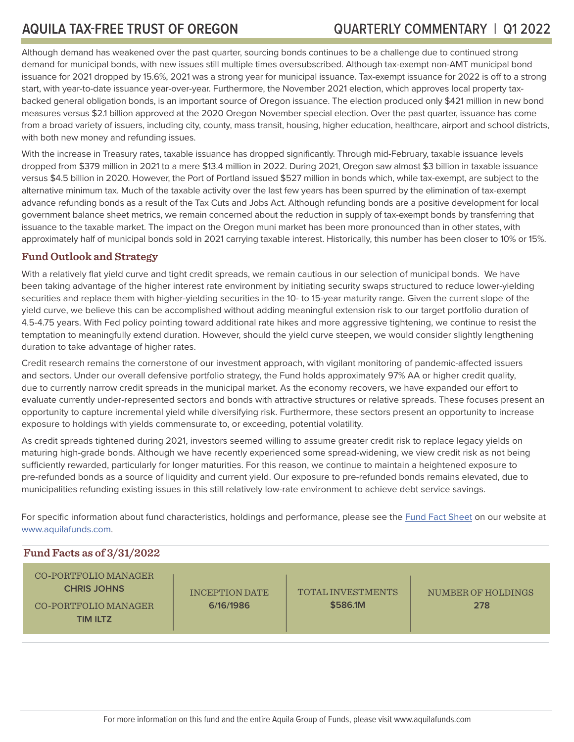Although demand has weakened over the past quarter, sourcing bonds continues to be a challenge due to continued strong demand for municipal bonds, with new issues still multiple times oversubscribed. Although tax-exempt non-AMT municipal bond issuance for 2021 dropped by 15.6%, 2021 was a strong year for municipal issuance. Tax-exempt issuance for 2022 is off to a strong start, with year-to-date issuance year-over-year. Furthermore, the November 2021 election, which approves local property tax-backed general obligation bonds, is an important source of Oregon issuance. The election produced only $421 million in new bond measures versus $2.1 billion approved at the 2020 Oregon November special election. Over the past quarter, issuance has come from a broad variety of issuers, including city, county, mass transit, housing, higher education, healthcare, airport and school districts, with both new money and refunding issues.

With the increase in Treasury rates, taxable issuance has dropped significantly. Through mid-February, taxable issuance levels dropped from $379 million in 2021 to a mere $13.4 million in 2022. During 2021, Oregon saw almost $3 billion in taxable issuance versus $4.5 billion in 2020. However, the Port of Portland issued $527 million in bonds which, while tax-exempt, are subject to the alternative minimum tax. Much of the taxable activity over the last few years has been spurred by the elimination of tax-exempt advance refunding bonds as a result of the Tax Cuts and Jobs Act. Although refunding bonds are a positive development for local government balance sheet metrics, we remain concerned about the reduction in supply of tax-exempt bonds by transferring that issuance to the taxable market. The impact on the Oregon muni market has been more pronounced than in other states, with approximately half of municipal bonds sold in 2021 carrying taxable interest. Historically, this number has been closer to 10% or 15%.

## Fund Outlook and Strategy

With a relatively flat yield curve and tight credit spreads, we remain cautious in our selection of municipal bonds. We have been taking advantage of the higher interest rate environment by initiating security swaps structured to reduce lower-yielding securities and replace them with higher-yielding securities in the 10- to 15-year maturity range. Given the current slope of the yield curve, we believe this can be accomplished without adding meaningful extension risk to our target portfolio duration of 4.5-4.75 years. With Fed policy pointing toward additional rate hikes and more aggressive tightening, we continue to resist the temptation to meaningfully extend duration. However, should the yield curve steepen, we would consider slightly lengthening duration to take advantage of higher rates.

Credit research remains the cornerstone of our investment approach, with vigilant monitoring of pandemic-affected issuers and sectors. Under our overall defensive portfolio strategy, the Fund holds approximately 97% AA or higher credit quality, due to currently narrow credit spreads in the municipal market. As the economy recovers, we have expanded our effort to evaluate currently under-represented sectors and bonds with attractive structures or relative spreads. These focuses present an opportunity to capture incremental yield while diversifying risk. Furthermore, these sectors present an opportunity to increase exposure to holdings with yields commensurate to, or exceeding, potential volatility.

As credit spreads tightened during 2021, investors seemed willing to assume greater credit risk to replace legacy yields on maturing high-grade bonds. Although we have recently experienced some spread-widening, we view credit risk as not being sufficiently rewarded, particularly for longer maturities. For this reason, we continue to maintain a heightened exposure to pre-refunded bonds as a source of liquidity and current yield. Our exposure to pre-refunded bonds remains elevated, due to municipalities refunding existing issues in this still relatively low-rate environment to achieve debt service savings.

For specific information about fund characteristics, holdings and performance, please see the Fund Fact Sheet on our website at www.aquilafunds.com.

## Fund Facts as of 3/31/2022

| CO-PORTFOLIO MANAGER | INCEPTION DATE | TOTAL INVESTMENTS | NUMBER OF HOLDINGS |
|---|---|---|---|
| **CHRIS JOHNS**<br>CO-PORTFOLIO MANAGER<br>**TIM ILTZ** | **6/16/1986** | **$586.1M** | **278** |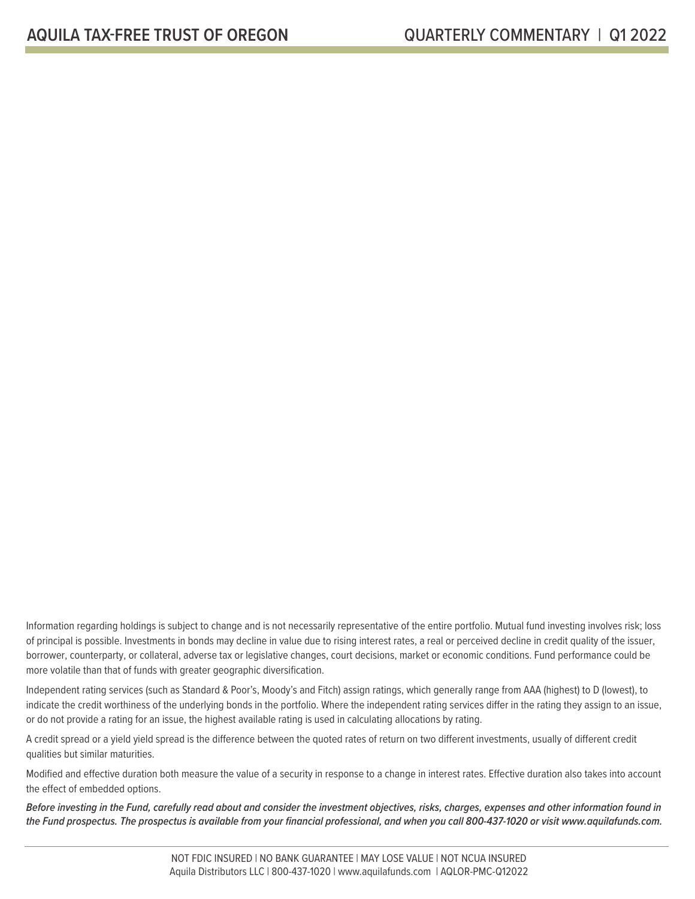Information regarding holdings is subject to change and is not necessarily representative of the entire portfolio. Mutual fund investing involves risk; loss of principal is possible. Investments in bonds may decline in value due to rising interest rates, a real or perceived decline in credit quality of the issuer, borrower, counterparty, or collateral, adverse tax or legislative changes, court decisions, market or economic conditions. Fund performance could be more volatile than that of funds with greater geographic diversification.

Independent rating services (such as Standard & Poor's, Moody's and Fitch) assign ratings, which generally range from AAA (highest) to D (lowest), to indicate the credit worthiness of the underlying bonds in the portfolio. Where the independent rating services differ in the rating they assign to an issue, or do not provide a rating for an issue, the highest available rating is used in calculating allocations by rating.

A credit spread or a yield yield spread is the difference between the quoted rates of return on two different investments, usually of different credit qualities but similar maturities.

Modified and effective duration both measure the value of a security in response to a change in interest rates. Effective duration also takes into account the effect of embedded options.

***Before investing in the Fund, carefully read about and consider the investment objectives, risks, charges, expenses and other information found in the Fund prospectus. The prospectus is available from your financial professional, and when you call 800-437-1020 or visit www.aquilafunds.com.***

NOT FDIC INSURED | NO BANK GUARANTEE | MAY LOSE VALUE | NOT NCUA INSURED
Aquila Distributors LLC | 800-437-1020 | www.aquilafunds.com | AQLOR-PMC-Q12022